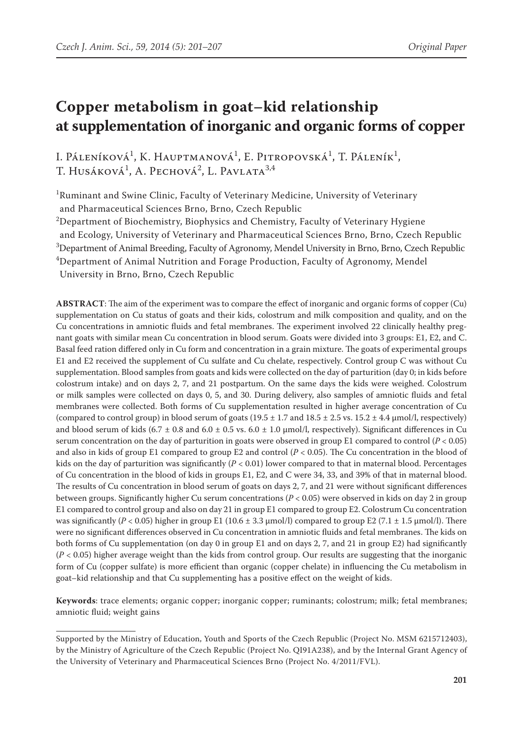# Copper metabolism in goat–kid relationship at supplementation of inorganic and organic forms of copper

I. Páleníková[1], K. Hauptmanová[1], E. Pitropovská[1], T. Páleník[1], T. Husáková[1], A. Pechová[2], L. Pavlata[3,4]

[1]Ruminant and Swine Clinic, Faculty of Veterinary Medicine, University of Veterinary and Pharmaceutical Sciences Brno, Brno, Czech Republic

[2]Department of Biochemistry, Biophysics and Chemistry, Faculty of Veterinary Hygiene and Ecology, University of Veterinary and Pharmaceutical Sciences Brno, Brno, Czech Republic

[3]Department of Animal Breeding, Faculty of Agronomy, Mendel University in Brno, Brno, Czech Republic

[4]Department of Animal Nutrition and Forage Production, Faculty of Agronomy, Mendel University in Brno, Brno, Czech Republic

**ABSTRACT**: The aim of the experiment was to compare the effect of inorganic and organic forms of copper (Cu) supplementation on Cu status of goats and their kids, colostrum and milk composition and quality, and on the Cu concentrations in amniotic fluids and fetal membranes. The experiment involved 22 clinically healthy pregnant goats with similar mean Cu concentration in blood serum. Goats were divided into 3 groups: E1, E2, and C. Basal feed ration differed only in Cu form and concentration in a grain mixture. The goats of experimental groups E1 and E2 received the supplement of Cu sulfate and Cu chelate, respectively. Control group C was without Cu supplementation. Blood samples from goats and kids were collected on the day of parturition (day 0; in kids before colostrum intake) and on days 2, 7, and 21 postpartum. On the same days the kids were weighed. Colostrum or milk samples were collected on days 0, 5, and 30. During delivery, also samples of amniotic fluids and fetal membranes were collected. Both forms of Cu supplementation resulted in higher average concentration of Cu (compared to control group) in blood serum of goats (19.5 ± 1.7 and 18.5 ± 2.5 vs. 15.2 ± 4.4 μmol/l, respectively) and blood serum of kids (6.7 ± 0.8 and 6.0 ± 0.5 vs. 6.0 ± 1.0 μmol/l, respectively). Significant differences in Cu serum concentration on the day of parturition in goats were observed in group E1 compared to control ($P < 0.05$) and also in kids of group E1 compared to group E2 and control ($P < 0.05$). The Cu concentration in the blood of kids on the day of parturition was significantly ($P < 0.01$) lower compared to that in maternal blood. Percentages of Cu concentration in the blood of kids in groups E1, E2, and C were 34, 33, and 39% of that in maternal blood. The results of Cu concentration in blood serum of goats on days 2, 7, and 21 were without significant differences between groups. Significantly higher Cu serum concentrations ($P < 0.05$) were observed in kids on day 2 in group E1 compared to control group and also on day 21 in group E1 compared to group E2. Colostrum Cu concentration was significantly ($P < 0.05$) higher in group E1 (10.6 ± 3.3 μmol/l) compared to group E2 (7.1 ± 1.5 μmol/l). There were no significant differences observed in Cu concentration in amniotic fluids and fetal membranes. The kids on both forms of Cu supplementation (on day 0 in group E1 and on days 2, 7, and 21 in group E2) had significantly ($P < 0.05$) higher average weight than the kids from control group. Our results are suggesting that the inorganic form of Cu (copper sulfate) is more efficient than organic (copper chelate) in influencing the Cu metabolism in goat–kid relationship and that Cu supplementing has a positive effect on the weight of kids.

**Keywords**: trace elements; organic copper; inorganic copper; ruminants; colostrum; milk; fetal membranes; amniotic fluid; weight gains

---

Supported by the Ministry of Education, Youth and Sports of the Czech Republic (Project No. MSM 6215712403), by the Ministry of Agriculture of the Czech Republic (Project No. QI91A238), and by the Internal Grant Agency of the University of Veterinary and Pharmaceutical Sciences Brno (Project No. 4/2011/FVL).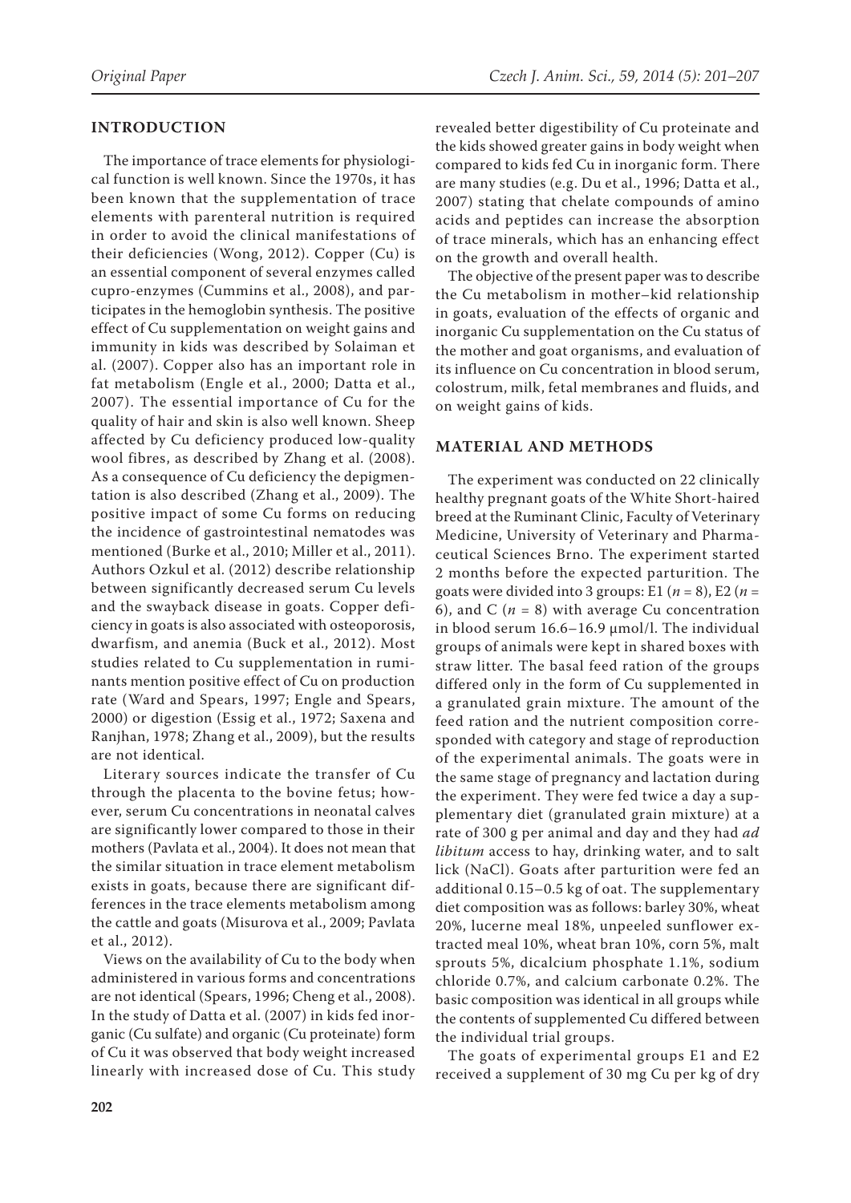## INTRODUCTION

The importance of trace elements for physiological function is well known. Since the 1970s, it has been known that the supplementation of trace elements with parenteral nutrition is required in order to avoid the clinical manifestations of their deficiencies (Wong, 2012). Copper (Cu) is an essential component of several enzymes called cupro-enzymes (Cummins et al., 2008), and participates in the hemoglobin synthesis. The positive effect of Cu supplementation on weight gains and immunity in kids was described by Solaiman et al. (2007). Copper also has an important role in fat metabolism (Engle et al., 2000; Datta et al., 2007). The essential importance of Cu for the quality of hair and skin is also well known. Sheep affected by Cu deficiency produced low-quality wool fibres, as described by Zhang et al. (2008). As a consequence of Cu deficiency the depigmentation is also described (Zhang et al., 2009). The positive impact of some Cu forms on reducing the incidence of gastrointestinal nematodes was mentioned (Burke et al., 2010; Miller et al., 2011). Authors Ozkul et al. (2012) describe relationship between significantly decreased serum Cu levels and the swayback disease in goats. Copper deficiency in goats is also associated with osteoporosis, dwarfism, and anemia (Buck et al., 2012). Most studies related to Cu supplementation in ruminants mention positive effect of Cu on production rate (Ward and Spears, 1997; Engle and Spears, 2000) or digestion (Essig et al., 1972; Saxena and Ranjhan, 1978; Zhang et al., 2009), but the results are not identical.

Literary sources indicate the transfer of Cu through the placenta to the bovine fetus; however, serum Cu concentrations in neonatal calves are significantly lower compared to those in their mothers (Pavlata et al., 2004). It does not mean that the similar situation in trace element metabolism exists in goats, because there are significant differences in the trace elements metabolism among the cattle and goats (Misurova et al., 2009; Pavlata et al., 2012).

Views on the availability of Cu to the body when administered in various forms and concentrations are not identical (Spears, 1996; Cheng et al., 2008). In the study of Datta et al. (2007) in kids fed inorganic (Cu sulfate) and organic (Cu proteinate) form of Cu it was observed that body weight increased linearly with increased dose of Cu. This study revealed better digestibility of Cu proteinate and the kids showed greater gains in body weight when compared to kids fed Cu in inorganic form. There are many studies (e.g. Du et al., 1996; Datta et al., 2007) stating that chelate compounds of amino acids and peptides can increase the absorption of trace minerals, which has an enhancing effect on the growth and overall health.

The objective of the present paper was to describe the Cu metabolism in mother–kid relationship in goats, evaluation of the effects of organic and inorganic Cu supplementation on the Cu status of the mother and goat organisms, and evaluation of its influence on Cu concentration in blood serum, colostrum, milk, fetal membranes and fluids, and on weight gains of kids.

## MATERIAL AND METHODS

The experiment was conducted on 22 clinically healthy pregnant goats of the White Short-haired breed at the Ruminant Clinic, Faculty of Veterinary Medicine, University of Veterinary and Pharmaceutical Sciences Brno. The experiment started 2 months before the expected parturition. The goats were divided into 3 groups: E1 ($n$ = 8), E2 ($n$ = 6), and C ($n$ = 8) with average Cu concentration in blood serum 16.6–16.9 μmol/l. The individual groups of animals were kept in shared boxes with straw litter. The basal feed ration of the groups differed only in the form of Cu supplemented in a granulated grain mixture. The amount of the feed ration and the nutrient composition corresponded with category and stage of reproduction of the experimental animals. The goats were in the same stage of pregnancy and lactation during the experiment. They were fed twice a day a supplementary diet (granulated grain mixture) at a rate of 300 g per animal and day and they had *ad libitum* access to hay, drinking water, and to salt lick (NaCl). Goats after parturition were fed an additional 0.15–0.5 kg of oat. The supplementary diet composition was as follows: barley 30%, wheat 20%, lucerne meal 18%, unpeeled sunflower extracted meal 10%, wheat bran 10%, corn 5%, malt sprouts 5%, dicalcium phosphate 1.1%, sodium chloride 0.7%, and calcium carbonate 0.2%. The basic composition was identical in all groups while the contents of supplemented Cu differed between the individual trial groups.

The goats of experimental groups E1 and E2 received a supplement of 30 mg Cu per kg of dry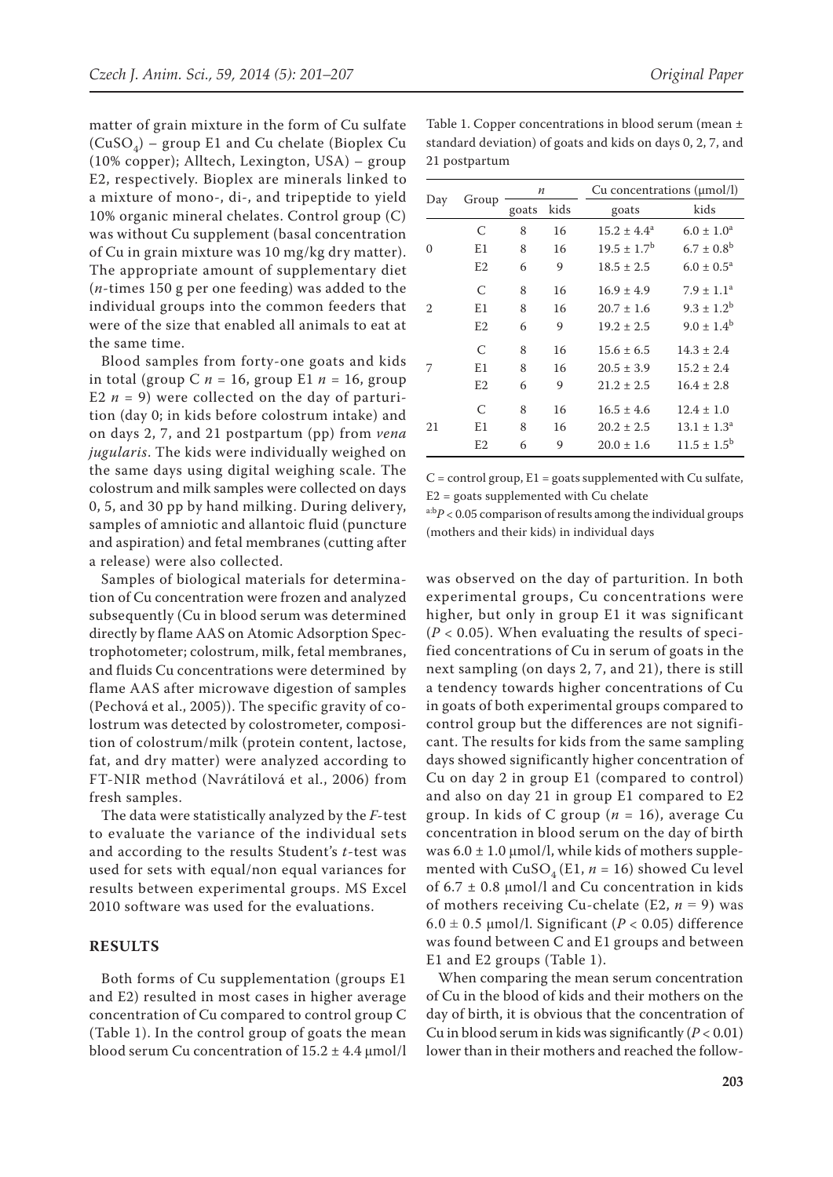matter of grain mixture in the form of Cu sulfate ($CuSO_4$) – group E1 and Cu chelate (Bioplex Cu (10% copper); Alltech, Lexington, USA) – group E2, respectively. Bioplex are minerals linked to a mixture of mono-, di-, and tripeptide to yield 10% organic mineral chelates. Control group (C) was without Cu supplement (basal concentration of Cu in grain mixture was 10 mg/kg dry matter). The appropriate amount of supplementary diet ($n$-times 150 g per one feeding) was added to the individual groups into the common feeders that were of the size that enabled all animals to eat at the same time.

Blood samples from forty-one goats and kids in total (group C $n$ = 16, group E1 $n$ = 16, group E2 $n$ = 9) were collected on the day of parturition (day 0; in kids before colostrum intake) and on days 2, 7, and 21 postpartum (pp) from *vena jugularis*. The kids were individually weighed on the same days using digital weighing scale. The colostrum and milk samples were collected on days 0, 5, and 30 pp by hand milking. During delivery, samples of amniotic and allantoic fluid (puncture and aspiration) and fetal membranes (cutting after a release) were also collected.

Samples of biological materials for determination of Cu concentration were frozen and analyzed subsequently (Cu in blood serum was determined directly by flame AAS on Atomic Adsorption Spectrophotometer; colostrum, milk, fetal membranes, and fluids Cu concentrations were determined by flame AAS after microwave digestion of samples (Pechová et al., 2005)). The specific gravity of colostrum was detected by colostrometer, composition of colostrum/milk (protein content, lactose, fat, and dry matter) were analyzed according to FT-NIR method (Navrátilová et al., 2006) from fresh samples.

The data were statistically analyzed by the $F$-test to evaluate the variance of the individual sets and according to the results Student's $t$-test was used for sets with equal/non equal variances for results between experimental groups. MS Excel 2010 software was used for the evaluations.

## RESULTS

Both forms of Cu supplementation (groups E1 and E2) resulted in most cases in higher average concentration of Cu compared to control group C (Table 1). In the control group of goats the mean blood serum Cu concentration of 15.2 ± 4.4 μmol/l was observed on the day of parturition. In both experimental groups, Cu concentrations were higher, but only in group E1 it was significant ($P$ < 0.05). When evaluating the results of specified concentrations of Cu in serum of goats in the next sampling (on days 2, 7, and 21), there is still a tendency towards higher concentrations of Cu in goats of both experimental groups compared to control group but the differences are not significant. The results for kids from the same sampling days showed significantly higher concentration of Cu on day 2 in group E1 (compared to control) and also on day 21 in group E1 compared to E2 group. In kids of C group ($n$ = 16), average Cu concentration in blood serum on the day of birth was 6.0 ± 1.0 μmol/l, while kids of mothers supplemented with $CuSO_4$ (E1, $n$ = 16) showed Cu level of 6.7 ± 0.8 μmol/l and Cu concentration in kids of mothers receiving Cu-chelate (E2, $n$ = 9) was 6.0 ± 0.5 μmol/l. Significant ($P$ < 0.05) difference was found between C and E1 groups and between E1 and E2 groups (Table 1).

When comparing the mean serum concentration of Cu in the blood of kids and their mothers on the day of birth, it is obvious that the concentration of Cu in blood serum in kids was significantly ($P$ < 0.01) lower than in their mothers and reached the follow-

Table 1. Copper concentrations in blood serum (mean ± standard deviation) of goats and kids on days 0, 2, 7, and 21 postpartum

| Day | Group | $n$ | | Cu concentrations (μmol/l) | |
|---|---|---|---|---|---|
| | | goats | kids | goats | kids |
| 0 | C | 8 | 16 | 15.2 ± 4.4[a] | 6.0 ± 1.0[a] |
| | E1 | 8 | 16 | 19.5 ± 1.7[b] | 6.7 ± 0.8[b] |
| | E2 | 6 | 9 | 18.5 ± 2.5 | 6.0 ± 0.5[a] |
| 2 | C | 8 | 16 | 16.9 ± 4.9 | 7.9 ± 1.1[a] |
| | E1 | 8 | 16 | 20.7 ± 1.6 | 9.3 ± 1.2[b] |
| | E2 | 6 | 9 | 19.2 ± 2.5 | 9.0 ± 1.4[b] |
| 7 | C | 8 | 16 | 15.6 ± 6.5 | 14.3 ± 2.4 |
| | E1 | 8 | 16 | 20.5 ± 3.9 | 15.2 ± 2.4 |
| | E2 | 6 | 9 | 21.2 ± 2.5 | 16.4 ± 2.8 |
| 21 | C | 8 | 16 | 16.5 ± 4.6 | 12.4 ± 1.0 |
| | E1 | 8 | 16 | 20.2 ± 2.5 | 13.1 ± 1.3[a] |
| | E2 | 6 | 9 | 20.0 ± 1.6 | 11.5 ± 1.5[b] |

C = control group, E1 = goats supplemented with Cu sulfate, E2 = goats supplemented with Cu chelate

[a:b]$P$ < 0.05 comparison of results among the individual groups (mothers and their kids) in individual days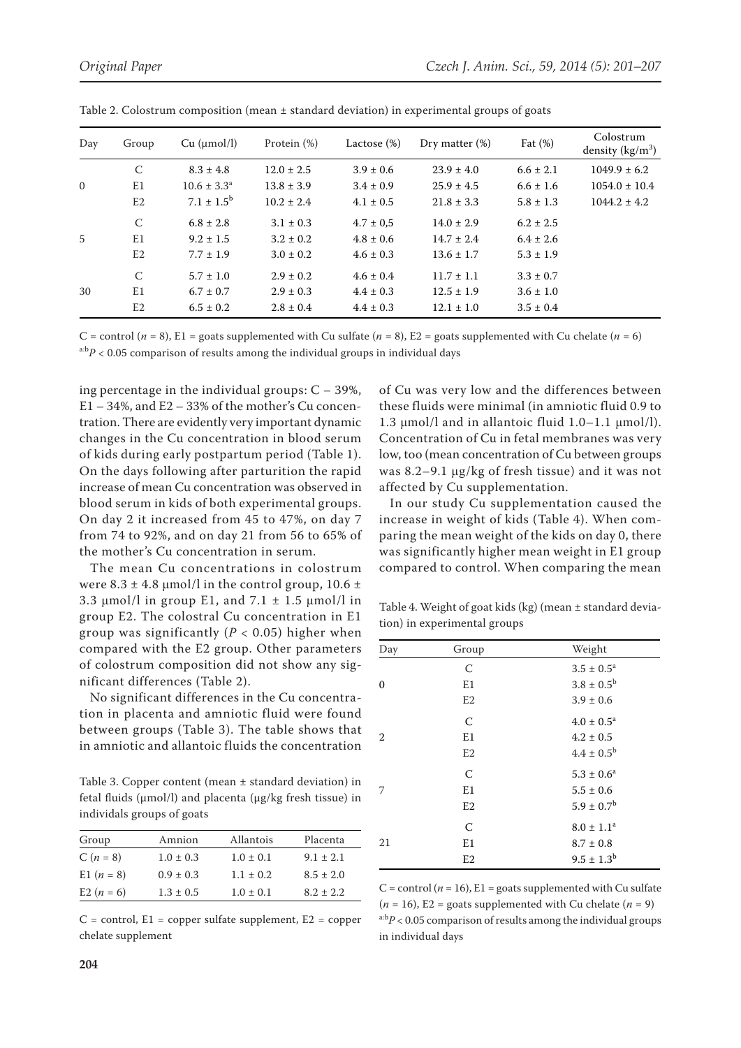Table 2. Colostrum composition (mean ± standard deviation) in experimental groups of goats

| Day | Group | Cu (μmol/l) | Protein (%) | Lactose (%) | Dry matter (%) | Fat (%) | Colostrum density ($kg/m^3$) |
|---|---|---|---|---|---|---|---|
| 0 | C | 8.3 ± 4.8 | 12.0 ± 2.5 | 3.9 ± 0.6 | 23.9 ± 4.0 | 6.6 ± 2.1 | 1049.9 ± 6.2 |
| | E1 | 10.6 ± 3.3[a] | 13.8 ± 3.9 | 3.4 ± 0.9 | 25.9 ± 4.5 | 6.6 ± 1.6 | 1054.0 ± 10.4 |
| | E2 | 7.1 ± 1.5[b] | 10.2 ± 2.4 | 4.1 ± 0.5 | 21.8 ± 3.3 | 5.8 ± 1.3 | 1044.2 ± 4.2 |
| 5 | C | 6.8 ± 2.8 | 3.1 ± 0.3 | 4.7 ± 0,5 | 14.0 ± 2.9 | 6.2 ± 2.5 | |
| | E1 | 9.2 ± 1.5 | 3.2 ± 0.2 | 4.8 ± 0.6 | 14.7 ± 2.4 | 6.4 ± 2.6 | |
| | E2 | 7.7 ± 1.9 | 3.0 ± 0.2 | 4.6 ± 0.3 | 13.6 ± 1.7 | 5.3 ± 1.9 | |
| 30 | C | 5.7 ± 1.0 | 2.9 ± 0.2 | 4.6 ± 0.4 | 11.7 ± 1.1 | 3.3 ± 0.7 | |
| | E1 | 6.7 ± 0.7 | 2.9 ± 0.3 | 4.4 ± 0.3 | 12.5 ± 1.9 | 3.6 ± 1.0 | |
| | E2 | 6.5 ± 0.2 | 2.8 ± 0.4 | 4.4 ± 0.3 | 12.1 ± 1.0 | 3.5 ± 0.4 | |

C = control ($n = 8$), E1 = goats supplemented with Cu sulfate ($n = 8$), E2 = goats supplemented with Cu chelate ($n = 6$)
[a:b]$P < 0.05$ comparison of results among the individual groups in individual days

ing percentage in the individual groups: C – 39%, E1 – 34%, and E2 – 33% of the mother's Cu concentration. There are evidently very important dynamic changes in the Cu concentration in blood serum of kids during early postpartum period (Table 1). On the days following after parturition the rapid increase of mean Cu concentration was observed in blood serum in kids of both experimental groups. On day 2 it increased from 45 to 47%, on day 7 from 74 to 92%, and on day 21 from 56 to 65% of the mother's Cu concentration in serum.

The mean Cu concentrations in colostrum were 8.3 ± 4.8 μmol/l in the control group, 10.6 ± 3.3 μmol/l in group E1, and 7.1 ± 1.5 μmol/l in group E2. The colostral Cu concentration in E1 group was significantly ($P < 0.05$) higher when compared with the E2 group. Other parameters of colostrum composition did not show any significant differences (Table 2).

No significant differences in the Cu concentration in placenta and amniotic fluid were found between groups (Table 3). The table shows that in amniotic and allantoic fluids the concentration of Cu was very low and the differences between these fluids were minimal (in amniotic fluid 0.9 to 1.3 μmol/l and in allantoic fluid 1.0–1.1 μmol/l). Concentration of Cu in fetal membranes was very low, too (mean concentration of Cu between groups was 8.2–9.1 μg/kg of fresh tissue) and it was not affected by Cu supplementation.

Table 3. Copper content (mean ± standard deviation) in fetal fluids (μmol/l) and placenta (μg/kg fresh tissue) in individals groups of goats

| Group | Amnion | Allantois | Placenta |
|---|---|---|---|
| C ($n = 8$) | 1.0 ± 0.3 | 1.0 ± 0.1 | 9.1 ± 2.1 |
| E1 ($n = 8$) | 0.9 ± 0.3 | 1.1 ± 0.2 | 8.5 ± 2.0 |
| E2 ($n = 6$) | 1.3 ± 0.5 | 1.0 ± 0.1 | 8.2 ± 2.2 |

C = control, E1 = copper sulfate supplement, E2 = copper chelate supplement

In our study Cu supplementation caused the increase in weight of kids (Table 4). When comparing the mean weight of the kids on day 0, there was significantly higher mean weight in E1 group compared to control. When comparing the mean

Table 4. Weight of goat kids (kg) (mean ± standard deviation) in experimental groups

| Day | Group | Weight |
|---|---|---|
| 0 | C | 3.5 ± 0.5[a] |
| | E1 | 3.8 ± 0.5[b] |
| | E2 | 3.9 ± 0.6 |
| 2 | C | 4.0 ± 0.5[a] |
| | E1 | 4.2 ± 0.5 |
| | E2 | 4.4 ± 0.5[b] |
| 7 | C | 5.3 ± 0.6[a] |
| | E1 | 5.5 ± 0.6 |
| | E2 | 5.9 ± 0.7[b] |
| 21 | C | 8.0 ± 1.1[a] |
| | E1 | 8.7 ± 0.8 |
| | E2 | 9.5 ± 1.3[b] |

C = control ($n = 16$), E1 = goats supplemented with Cu sulfate ($n = 16$), E2 = goats supplemented with Cu chelate ($n = 9$)
[a:b]$P < 0.05$ comparison of results among the individual groups in individual days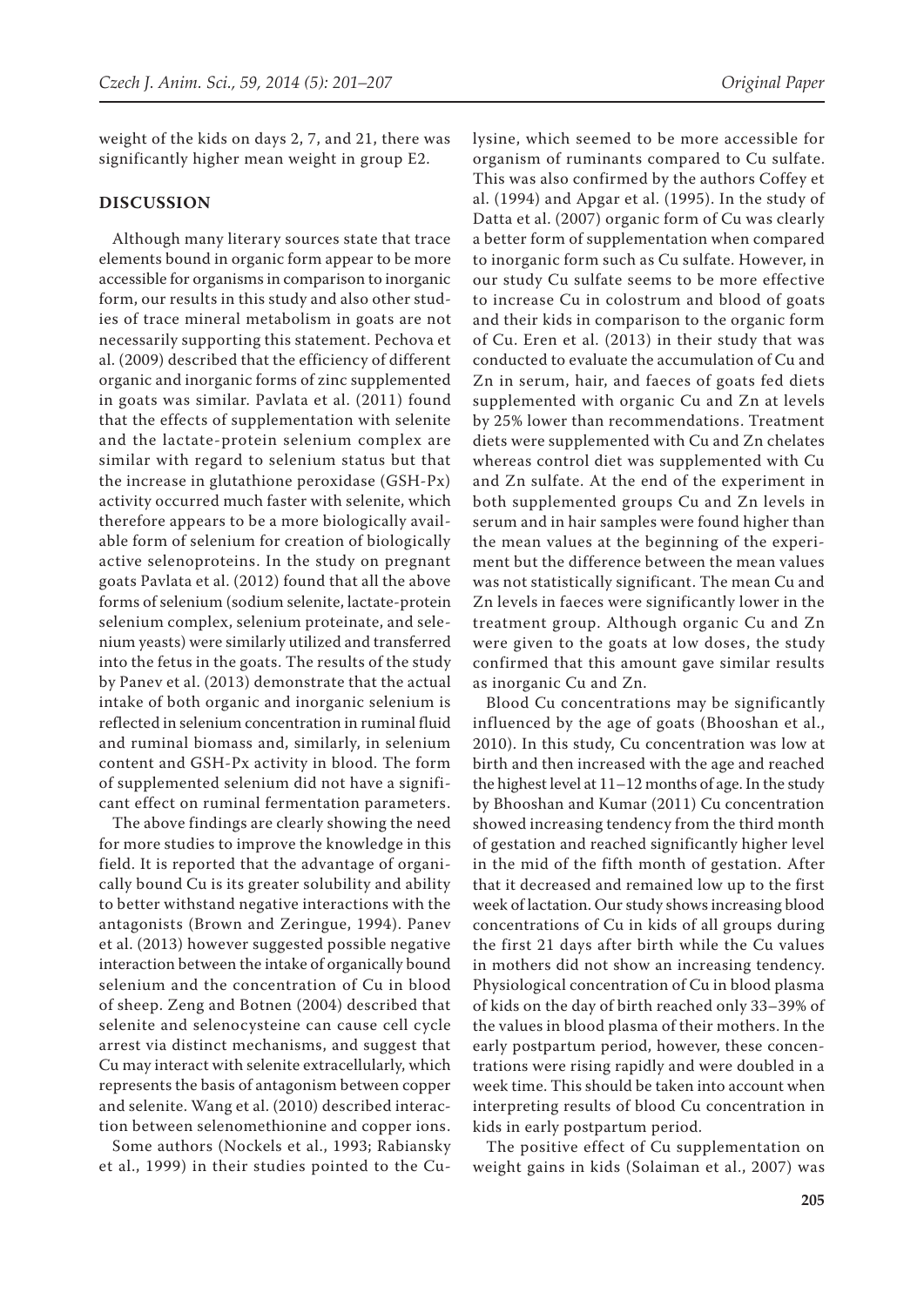weight of the kids on days 2, 7, and 21, there was significantly higher mean weight in group E2.

## DISCUSSION

Although many literary sources state that trace elements bound in organic form appear to be more accessible for organisms in comparison to inorganic form, our results in this study and also other studies of trace mineral metabolism in goats are not necessarily supporting this statement. Pechova et al. (2009) described that the efficiency of different organic and inorganic forms of zinc supplemented in goats was similar. Pavlata et al. (2011) found that the effects of supplementation with selenite and the lactate-protein selenium complex are similar with regard to selenium status but that the increase in glutathione peroxidase (GSH-Px) activity occurred much faster with selenite, which therefore appears to be a more biologically available form of selenium for creation of biologically active selenoproteins. In the study on pregnant goats Pavlata et al. (2012) found that all the above forms of selenium (sodium selenite, lactate-protein selenium complex, selenium proteinate, and selenium yeasts) were similarly utilized and transferred into the fetus in the goats. The results of the study by Panev et al. (2013) demonstrate that the actual intake of both organic and inorganic selenium is reflected in selenium concentration in ruminal fluid and ruminal biomass and, similarly, in selenium content and GSH-Px activity in blood. The form of supplemented selenium did not have a significant effect on ruminal fermentation parameters.

The above findings are clearly showing the need for more studies to improve the knowledge in this field. It is reported that the advantage of organically bound Cu is its greater solubility and ability to better withstand negative interactions with the antagonists (Brown and Zeringue, 1994). Panev et al. (2013) however suggested possible negative interaction between the intake of organically bound selenium and the concentration of Cu in blood of sheep. Zeng and Botnen (2004) described that selenite and selenocysteine can cause cell cycle arrest via distinct mechanisms, and suggest that Cu may interact with selenite extracellularly, which represents the basis of antagonism between copper and selenite. Wang et al. (2010) described interaction between selenomethionine and copper ions.

Some authors (Nockels et al., 1993; Rabiansky et al., 1999) in their studies pointed to the Cu-lysine, which seemed to be more accessible for organism of ruminants compared to Cu sulfate. This was also confirmed by the authors Coffey et al. (1994) and Apgar et al. (1995). In the study of Datta et al. (2007) organic form of Cu was clearly a better form of supplementation when compared to inorganic form such as Cu sulfate. However, in our study Cu sulfate seems to be more effective to increase Cu in colostrum and blood of goats and their kids in comparison to the organic form of Cu. Eren et al. (2013) in their study that was conducted to evaluate the accumulation of Cu and Zn in serum, hair, and faeces of goats fed diets supplemented with organic Cu and Zn at levels by 25% lower than recommendations. Treatment diets were supplemented with Cu and Zn chelates whereas control diet was supplemented with Cu and Zn sulfate. At the end of the experiment in both supplemented groups Cu and Zn levels in serum and in hair samples were found higher than the mean values at the beginning of the experiment but the difference between the mean values was not statistically significant. The mean Cu and Zn levels in faeces were significantly lower in the treatment group. Although organic Cu and Zn were given to the goats at low doses, the study confirmed that this amount gave similar results as inorganic Cu and Zn.

Blood Cu concentrations may be significantly influenced by the age of goats (Bhooshan et al., 2010). In this study, Cu concentration was low at birth and then increased with the age and reached the highest level at 11–12 months of age. In the study by Bhooshan and Kumar (2011) Cu concentration showed increasing tendency from the third month of gestation and reached significantly higher level in the mid of the fifth month of gestation. After that it decreased and remained low up to the first week of lactation. Our study shows increasing blood concentrations of Cu in kids of all groups during the first 21 days after birth while the Cu values in mothers did not show an increasing tendency. Physiological concentration of Cu in blood plasma of kids on the day of birth reached only 33–39% of the values in blood plasma of their mothers. In the early postpartum period, however, these concentrations were rising rapidly and were doubled in a week time. This should be taken into account when interpreting results of blood Cu concentration in kids in early postpartum period.

The positive effect of Cu supplementation on weight gains in kids (Solaiman et al., 2007) was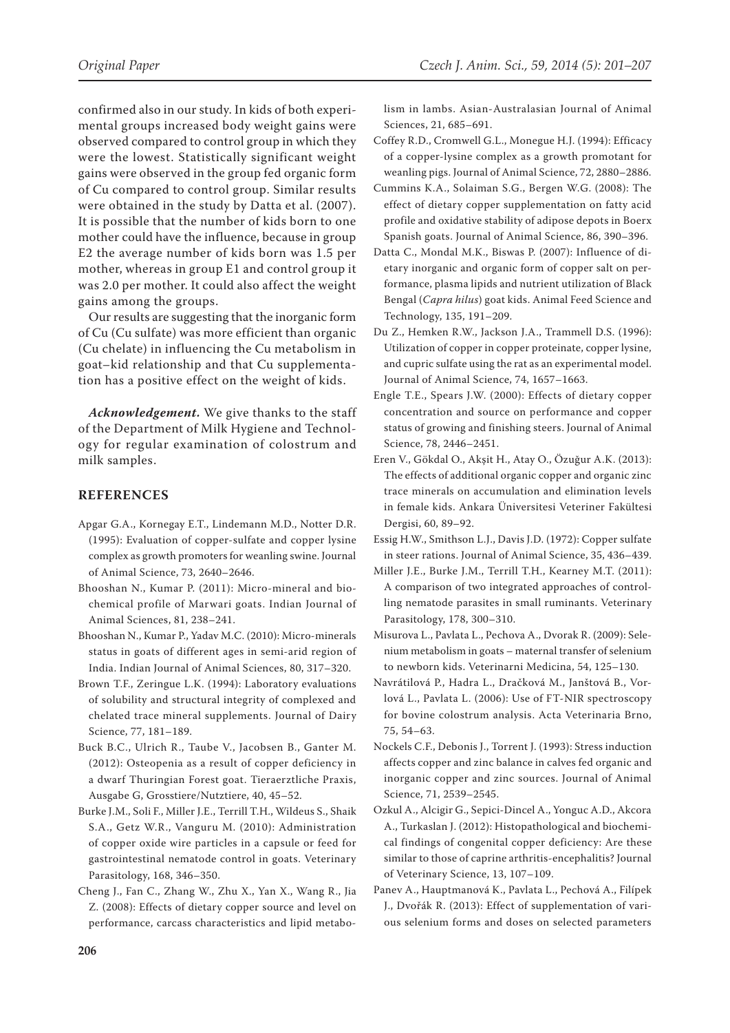confirmed also in our study. In kids of both experimental groups increased body weight gains were observed compared to control group in which they were the lowest. Statistically significant weight gains were observed in the group fed organic form of Cu compared to control group. Similar results were obtained in the study by Datta et al. (2007). It is possible that the number of kids born to one mother could have the influence, because in group E2 the average number of kids born was 1.5 per mother, whereas in group E1 and control group it was 2.0 per mother. It could also affect the weight gains among the groups.

Our results are suggesting that the inorganic form of Cu (Cu sulfate) was more efficient than organic (Cu chelate) in influencing the Cu metabolism in goat–kid relationship and that Cu supplementation has a positive effect on the weight of kids.

***Acknowledgement.*** We give thanks to the staff of the Department of Milk Hygiene and Technology for regular examination of colostrum and milk samples.

## REFERENCES

Apgar G.A., Kornegay E.T., Lindemann M.D., Notter D.R. (1995): Evaluation of copper-sulfate and copper lysine complex as growth promoters for weanling swine. Journal of Animal Science, 73, 2640–2646.

Bhooshan N., Kumar P. (2011): Micro-mineral and biochemical profile of Marwari goats. Indian Journal of Animal Sciences, 81, 238–241.

Bhooshan N., Kumar P., Yadav M.C. (2010): Micro-minerals status in goats of different ages in semi-arid region of India. Indian Journal of Animal Sciences, 80, 317–320.

Brown T.F., Zeringue L.K. (1994): Laboratory evaluations of solubility and structural integrity of complexed and chelated trace mineral supplements. Journal of Dairy Science, 77, 181–189.

Buck B.C., Ulrich R., Taube V., Jacobsen B., Ganter M. (2012): Osteopenia as a result of copper deficiency in a dwarf Thuringian Forest goat. Tieraerztliche Praxis, Ausgabe G, Grosstiere/Nutztiere, 40, 45–52.

Burke J.M., Soli F., Miller J.E., Terrill T.H., Wildeus S., Shaik S.A., Getz W.R., Vanguru M. (2010): Administration of copper oxide wire particles in a capsule or feed for gastrointestinal nematode control in goats. Veterinary Parasitology, 168, 346–350.

Cheng J., Fan C., Zhang W., Zhu X., Yan X., Wang R., Jia Z. (2008): Effects of dietary copper source and level on performance, carcass characteristics and lipid metabolism in lambs. Asian-Australasian Journal of Animal Sciences, 21, 685–691.

Coffey R.D., Cromwell G.L., Monegue H.J. (1994): Efficacy of a copper-lysine complex as a growth promotant for weanling pigs. Journal of Animal Science, 72, 2880–2886.

Cummins K.A., Solaiman S.G., Bergen W.G. (2008): The effect of dietary copper supplementation on fatty acid profile and oxidative stability of adipose depots in Boerx Spanish goats. Journal of Animal Science, 86, 390–396.

Datta C., Mondal M.K., Biswas P. (2007): Influence of dietary inorganic and organic form of copper salt on performance, plasma lipids and nutrient utilization of Black Bengal (*Capra hilus*) goat kids. Animal Feed Science and Technology, 135, 191–209.

Du Z., Hemken R.W., Jackson J.A., Trammell D.S. (1996): Utilization of copper in copper proteinate, copper lysine, and cupric sulfate using the rat as an experimental model. Journal of Animal Science, 74, 1657–1663.

Engle T.E., Spears J.W. (2000): Effects of dietary copper concentration and source on performance and copper status of growing and finishing steers. Journal of Animal Science, 78, 2446–2451.

Eren V., Gökdal O., Akşit H., Atay O., Özuğur A.K. (2013): The effects of additional organic copper and organic zinc trace minerals on accumulation and elimination levels in female kids. Ankara Üniversitesi Veteriner Fakültesi Dergisi, 60, 89–92.

Essig H.W., Smithson L.J., Davis J.D. (1972): Copper sulfate in steer rations. Journal of Animal Science, 35, 436–439.

Miller J.E., Burke J.M., Terrill T.H., Kearney M.T. (2011): A comparison of two integrated approaches of controlling nematode parasites in small ruminants. Veterinary Parasitology, 178, 300–310.

Misurova L., Pavlata L., Pechova A., Dvorak R. (2009): Selenium metabolism in goats – maternal transfer of selenium to newborn kids. Veterinarni Medicina, 54, 125–130.

Navrátilová P., Hadra L., Dračková M., Janštová B., Vorlová L., Pavlata L. (2006): Use of FT-NIR spectroscopy for bovine colostrum analysis. Acta Veterinaria Brno, 75, 54–63.

Nockels C.F., Debonis J., Torrent J. (1993): Stress induction affects copper and zinc balance in calves fed organic and inorganic copper and zinc sources. Journal of Animal Science, 71, 2539–2545.

Ozkul A., Alcigir G., Sepici-Dincel A., Yonguc A.D., Akcora A., Turkaslan J. (2012): Histopathological and biochemical findings of congenital copper deficiency: Are these similar to those of caprine arthritis-encephalitis? Journal of Veterinary Science, 13, 107–109.

Panev A., Hauptmanová K., Pavlata L., Pechová A., Filípek J., Dvořák R. (2013): Effect of supplementation of various selenium forms and doses on selected parameters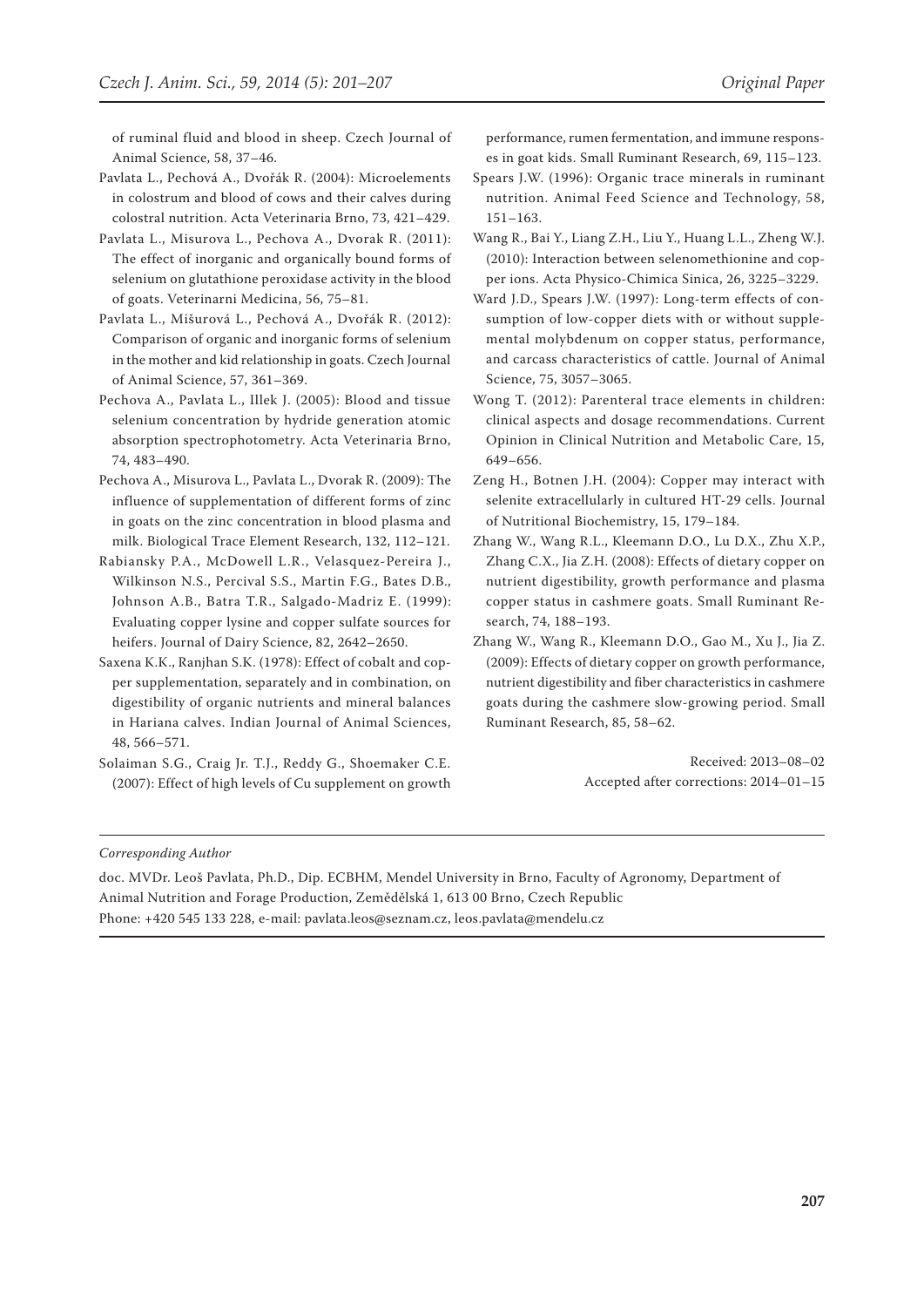of ruminal fluid and blood in sheep. Czech Journal of Animal Science, 58, 37–46.

Pavlata L., Pechová A., Dvořák R. (2004): Microelements in colostrum and blood of cows and their calves during colostral nutrition. Acta Veterinaria Brno, 73, 421–429.

Pavlata L., Misurova L., Pechova A., Dvorak R. (2011): The effect of inorganic and organically bound forms of selenium on glutathione peroxidase activity in the blood of goats. Veterinarni Medicina, 56, 75–81.

Pavlata L., Mišurová L., Pechová A., Dvořák R. (2012): Comparison of organic and inorganic forms of selenium in the mother and kid relationship in goats. Czech Journal of Animal Science, 57, 361–369.

Pechova A., Pavlata L., Illek J. (2005): Blood and tissue selenium concentration by hydride generation atomic absorption spectrophotometry. Acta Veterinaria Brno, 74, 483–490.

Pechova A., Misurova L., Pavlata L., Dvorak R. (2009): The influence of supplementation of different forms of zinc in goats on the zinc concentration in blood plasma and milk. Biological Trace Element Research, 132, 112–121.

Rabiansky P.A., McDowell L.R., Velasquez-Pereira J., Wilkinson N.S., Percival S.S., Martin F.G., Bates D.B., Johnson A.B., Batra T.R., Salgado-Madriz E. (1999): Evaluating copper lysine and copper sulfate sources for heifers. Journal of Dairy Science, 82, 2642–2650.

Saxena K.K., Ranjhan S.K. (1978): Effect of cobalt and copper supplementation, separately and in combination, on digestibility of organic nutrients and mineral balances in Hariana calves. Indian Journal of Animal Sciences, 48, 566–571.

Solaiman S.G., Craig Jr. T.J., Reddy G., Shoemaker C.E. (2007): Effect of high levels of Cu supplement on growth performance, rumen fermentation, and immune responses in goat kids. Small Ruminant Research, 69, 115–123.

Spears J.W. (1996): Organic trace minerals in ruminant nutrition. Animal Feed Science and Technology, 58, 151–163.

Wang R., Bai Y., Liang Z.H., Liu Y., Huang L.L., Zheng W.J. (2010): Interaction between selenomethionine and copper ions. Acta Physico-Chimica Sinica, 26, 3225–3229.

Ward J.D., Spears J.W. (1997): Long-term effects of consumption of low-copper diets with or without supplemental molybdenum on copper status, performance, and carcass characteristics of cattle. Journal of Animal Science, 75, 3057–3065.

Wong T. (2012): Parenteral trace elements in children: clinical aspects and dosage recommendations. Current Opinion in Clinical Nutrition and Metabolic Care, 15, 649–656.

Zeng H., Botnen J.H. (2004): Copper may interact with selenite extracellularly in cultured HT-29 cells. Journal of Nutritional Biochemistry, 15, 179–184.

Zhang W., Wang R.L., Kleemann D.O., Lu D.X., Zhu X.P., Zhang C.X., Jia Z.H. (2008): Effects of dietary copper on nutrient digestibility, growth performance and plasma copper status in cashmere goats. Small Ruminant Research, 74, 188–193.

Zhang W., Wang R., Kleemann D.O., Gao M., Xu J., Jia Z. (2009): Effects of dietary copper on growth performance, nutrient digestibility and fiber characteristics in cashmere goats during the cashmere slow-growing period. Small Ruminant Research, 85, 58–62.

Received: 2013–08–02
Accepted after corrections: 2014–01–15

*Corresponding Author*

doc. MVDr. Leoš Pavlata, Ph.D., Dip. ECBHM, Mendel University in Brno, Faculty of Agronomy, Department of Animal Nutrition and Forage Production, Zemědělská 1, 613 00 Brno, Czech Republic
Phone: +420 545 133 228, e-mail: pavlata.leos@seznam.cz, leos.pavlata@mendelu.cz